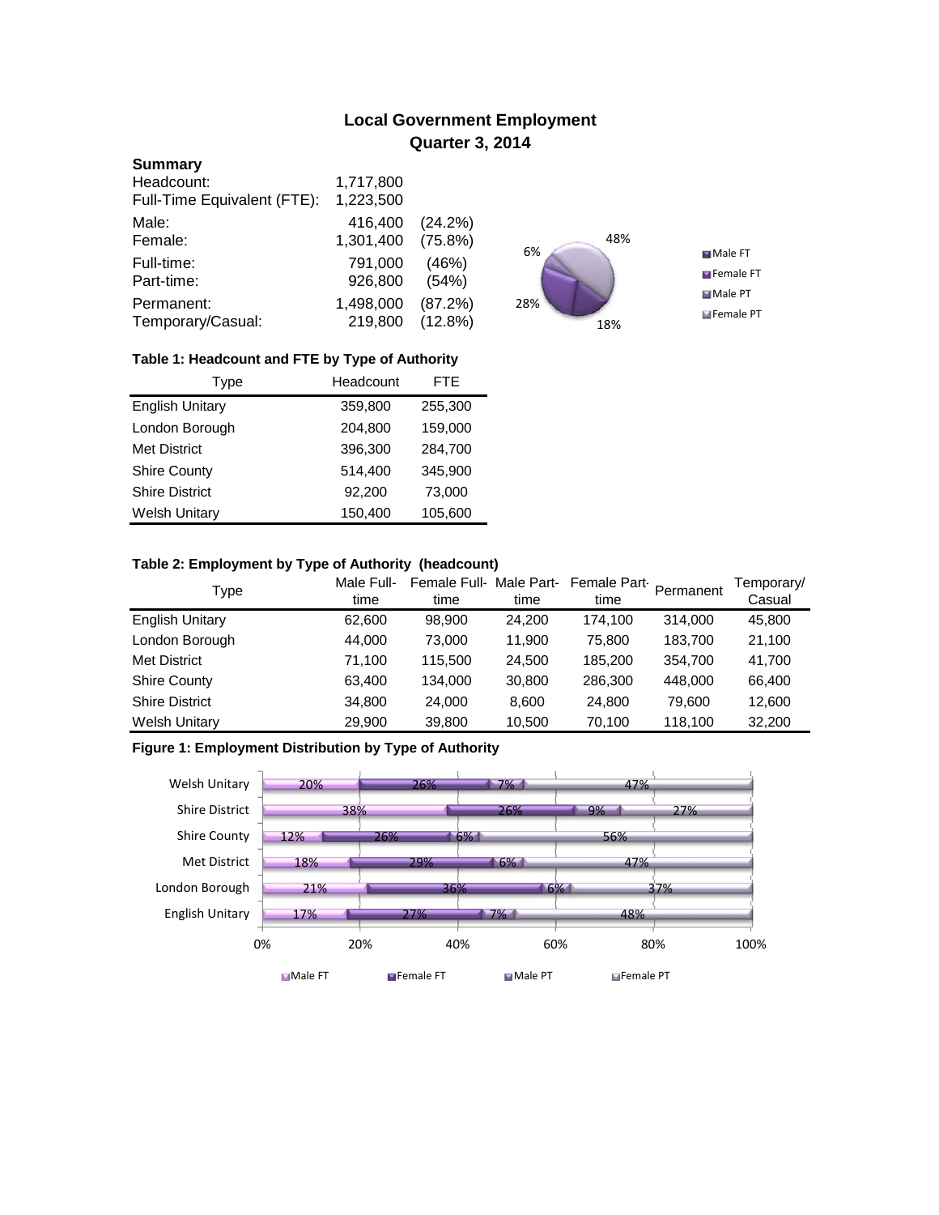# Local Government Employment
## Quarter 3, 2014

**Summary**

| | | |
|---|---|---|
| Headcount: | 1,717,800 | |
| Full-Time Equivalent (FTE): | 1,223,500 | |
| Male: | 416,400 | (24.2%) |
| Female: | 1,301,400 | (75.8%) |
| Full-time: | 791,000 | (46%) |
| Part-time: | 926,800 | (54%) |
| Permanent: | 1,498,000 | (87.2%) |
| Temporary/Casual: | 219,800 | (12.8%) |

6% 48% 28% 18%

Male FT, Female FT, Male PT, Female PT

**Table 1: Headcount and FTE by Type of Authority**

| Type | Headcount | FTE |
|---|---|---|
| English Unitary | 359,800 | 255,300 |
| London Borough | 204,800 | 159,000 |
| Met District | 396,300 | 284,700 |
| Shire County | 514,400 | 345,900 |
| Shire District | 92,200 | 73,000 |
| Welsh Unitary | 150,400 | 105,600 |

**Table 2: Employment by Type of Authority (headcount)**

| Type | Male Full-time | Female Full-time | Male Part-time | Female Part-time | Permanent | Temporary/ Casual |
|---|---|---|---|---|---|---|
| English Unitary | 62,600 | 98,900 | 24,200 | 174,100 | 314,000 | 45,800 |
| London Borough | 44,000 | 73,000 | 11,900 | 75,800 | 183,700 | 21,100 |
| Met District | 71,100 | 115,500 | 24,500 | 185,200 | 354,700 | 41,700 |
| Shire County | 63,400 | 134,000 | 30,800 | 286,300 | 448,000 | 66,400 |
| Shire District | 34,800 | 24,000 | 8,600 | 24,800 | 79,600 | 12,600 |
| Welsh Unitary | 29,900 | 39,800 | 10,500 | 70,100 | 118,100 | 32,200 |

**Figure 1: Employment Distribution by Type of Authority**

| Type | Male FT | Female FT | Male PT | Female PT |
|---|---|---|---|---|
| Welsh Unitary | 20% | 26% | 7% | 47% |
| Shire District | 38% | 26% | 9% | 27% |
| Shire County | 12% | 26% | 6% | 56% |
| Met District | 18% | 29% | 6% | 47% |
| London Borough | 21% | 36% | 6% | 37% |
| English Unitary | 17% | 27% | 7% | 48% |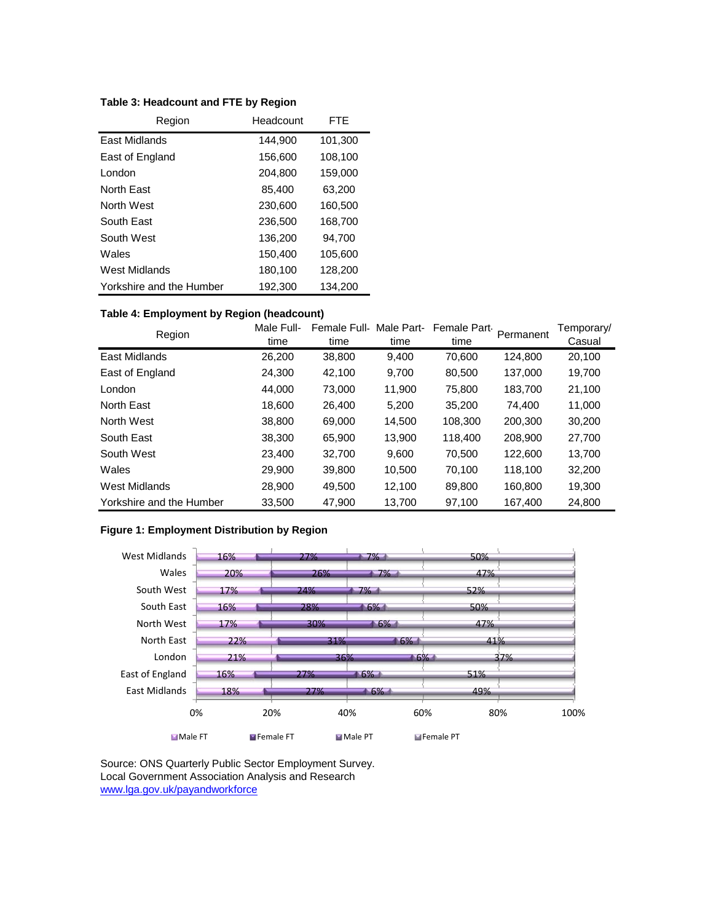**Table 3: Headcount and FTE by Region**

| Region | Headcount | FTE |
|---|---|---|
| East Midlands | 144,900 | 101,300 |
| East of England | 156,600 | 108,100 |
| London | 204,800 | 159,000 |
| North East | 85,400 | 63,200 |
| North West | 230,600 | 160,500 |
| South East | 236,500 | 168,700 |
| South West | 136,200 | 94,700 |
| Wales | 150,400 | 105,600 |
| West Midlands | 180,100 | 128,200 |
| Yorkshire and the Humber | 192,300 | 134,200 |

**Table 4: Employment by Region (headcount)**

| Region | Male Full-time | Female Full-time | Male Part-time | Female Part-time | Permanent | Temporary/ Casual |
|---|---|---|---|---|---|---|
| East Midlands | 26,200 | 38,800 | 9,400 | 70,600 | 124,800 | 20,100 |
| East of England | 24,300 | 42,100 | 9,700 | 80,500 | 137,000 | 19,700 |
| London | 44,000 | 73,000 | 11,900 | 75,800 | 183,700 | 21,100 |
| North East | 18,600 | 26,400 | 5,200 | 35,200 | 74,400 | 11,000 |
| North West | 38,800 | 69,000 | 14,500 | 108,300 | 200,300 | 30,200 |
| South East | 38,300 | 65,900 | 13,900 | 118,400 | 208,900 | 27,700 |
| South West | 23,400 | 32,700 | 9,600 | 70,500 | 122,600 | 13,700 |
| Wales | 29,900 | 39,800 | 10,500 | 70,100 | 118,100 | 32,200 |
| West Midlands | 28,900 | 49,500 | 12,100 | 89,800 | 160,800 | 19,300 |
| Yorkshire and the Humber | 33,500 | 47,900 | 13,700 | 97,100 | 167,400 | 24,800 |

**Figure 1: Employment Distribution by Region**

West Midlands 16% 27% 7% 50%
Wales 20% 26% 7% 47%
South West 17% 24% 7% 52%
South East 16% 28% 6% 50%
North West 17% 30% 6% 47%
North East 22% 31% 6% 41%
London 21% 36% 6% 37%
East of England 16% 27% 6% 51%
East Midlands 18% 27% 6% 49%

0% 20% 40% 60% 80% 100%

Male FT  Female FT  Male PT  Female PT

Source: ONS Quarterly Public Sector Employment Survey.
Local Government Association Analysis and Research
www.lga.gov.uk/payandworkforce